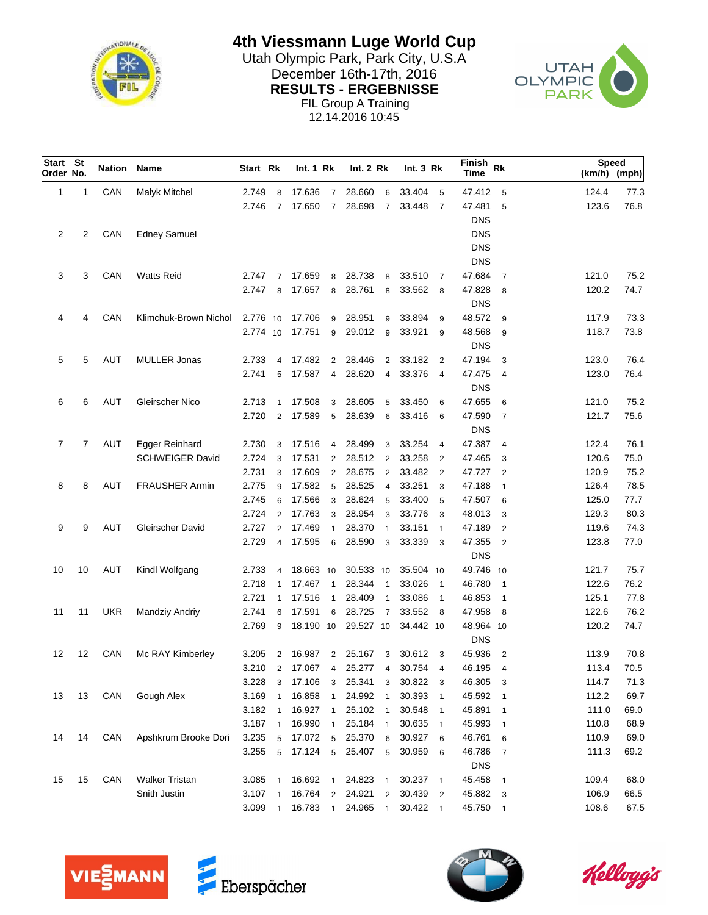# 4th Viessmann Luge World Cup

Utah Olympic Park, Park City, U.S.A

December 16th-17th, 2016

**RESULTS - ERGEBNISSE**

FIL Group A Training

12.14.2016 10:45

| Start Order | St No. | Nation | Name | Start | Rk | Int. 1 | Rk | Int. 2 | Rk | Int. 3 | Rk | Finish Time | Rk | Speed (km/h) | Speed (mph) |
|---|---|---|---|---|---|---|---|---|---|---|---|---|---|---|---|
| 1 | 1 | CAN | Malyk Mitchel | 2.749 | 8 | 17.636 | 7 | 28.660 | 6 | 33.404 | 5 | 47.412 | 5 | 124.4 | 77.3 |
| | | | | 2.746 | 7 | 17.650 | 7 | 28.698 | 7 | 33.448 | 7 | 47.481 | 5 | 123.6 | 76.8 |
| | | | | | | | | | | | | DNS | | | |
| 2 | 2 | CAN | Edney Samuel | | | | | | | | | DNS | | | |
| | | | | | | | | | | | | DNS | | | |
| | | | | | | | | | | | | DNS | | | |
| 3 | 3 | CAN | Watts Reid | 2.747 | 7 | 17.659 | 8 | 28.738 | 8 | 33.510 | 7 | 47.684 | 7 | 121.0 | 75.2 |
| | | | | 2.747 | 8 | 17.657 | 8 | 28.761 | 8 | 33.562 | 8 | 47.828 | 8 | 120.2 | 74.7 |
| | | | | | | | | | | | | DNS | | | |
| 4 | 4 | CAN | Klimchuk-Brown Nichol | 2.776 | 10 | 17.706 | 9 | 28.951 | 9 | 33.894 | 9 | 48.572 | 9 | 117.9 | 73.3 |
| | | | | 2.774 | 10 | 17.751 | 9 | 29.012 | 9 | 33.921 | 9 | 48.568 | 9 | 118.7 | 73.8 |
| | | | | | | | | | | | | DNS | | | |
| 5 | 5 | AUT | MULLER Jonas | 2.733 | 4 | 17.482 | 2 | 28.446 | 2 | 33.182 | 2 | 47.194 | 3 | 123.0 | 76.4 |
| | | | | 2.741 | 5 | 17.587 | 4 | 28.620 | 4 | 33.376 | 4 | 47.475 | 4 | 123.0 | 76.4 |
| | | | | | | | | | | | | DNS | | | |
| 6 | 6 | AUT | Gleirscher Nico | 2.713 | 1 | 17.508 | 3 | 28.605 | 5 | 33.450 | 6 | 47.655 | 6 | 121.0 | 75.2 |
| | | | | 2.720 | 2 | 17.589 | 5 | 28.639 | 6 | 33.416 | 6 | 47.590 | 7 | 121.7 | 75.6 |
| | | | | | | | | | | | | DNS | | | |
| 7 | 7 | AUT | Egger Reinhard | 2.730 | 3 | 17.516 | 4 | 28.499 | 3 | 33.254 | 4 | 47.387 | 4 | 122.4 | 76.1 |
| | | | SCHWEIGER David | 2.724 | 3 | 17.531 | 2 | 28.512 | 2 | 33.258 | 2 | 47.465 | 3 | 120.6 | 75.0 |
| | | | | 2.731 | 3 | 17.609 | 2 | 28.675 | 2 | 33.482 | 2 | 47.727 | 2 | 120.9 | 75.2 |
| 8 | 8 | AUT | FRAUSHER Armin | 2.775 | 9 | 17.582 | 5 | 28.525 | 4 | 33.251 | 3 | 47.188 | 1 | 126.4 | 78.5 |
| | | | | 2.745 | 6 | 17.566 | 3 | 28.624 | 5 | 33.400 | 5 | 47.507 | 6 | 125.0 | 77.7 |
| | | | | 2.724 | 2 | 17.763 | 3 | 28.954 | 3 | 33.776 | 3 | 48.013 | 3 | 129.3 | 80.3 |
| 9 | 9 | AUT | Gleirscher David | 2.727 | 2 | 17.469 | 1 | 28.370 | 1 | 33.151 | 1 | 47.189 | 2 | 119.6 | 74.3 |
| | | | | 2.729 | 4 | 17.595 | 6 | 28.590 | 3 | 33.339 | 3 | 47.355 | 2 | 123.8 | 77.0 |
| | | | | | | | | | | | | DNS | | | |
| 10 | 10 | AUT | Kindl Wolfgang | 2.733 | 4 | 18.663 | 10 | 30.533 | 10 | 35.504 | 10 | 49.746 | 10 | 121.7 | 75.7 |
| | | | | 2.718 | 1 | 17.467 | 1 | 28.344 | 1 | 33.026 | 1 | 46.780 | 1 | 122.6 | 76.2 |
| | | | | 2.721 | 1 | 17.516 | 1 | 28.409 | 1 | 33.086 | 1 | 46.853 | 1 | 125.1 | 77.8 |
| 11 | 11 | UKR | Mandziy Andriy | 2.741 | 6 | 17.591 | 6 | 28.725 | 7 | 33.552 | 8 | 47.958 | 8 | 122.6 | 76.2 |
| | | | | 2.769 | 9 | 18.190 | 10 | 29.527 | 10 | 34.442 | 10 | 48.964 | 10 | 120.2 | 74.7 |
| | | | | | | | | | | | | DNS | | | |
| 12 | 12 | CAN | Mc RAY Kimberley | 3.205 | 2 | 16.987 | 2 | 25.167 | 3 | 30.612 | 3 | 45.936 | 2 | 113.9 | 70.8 |
| | | | | 3.210 | 2 | 17.067 | 4 | 25.277 | 4 | 30.754 | 4 | 46.195 | 4 | 113.4 | 70.5 |
| | | | | 3.228 | 3 | 17.106 | 3 | 25.341 | 3 | 30.822 | 3 | 46.305 | 3 | 114.7 | 71.3 |
| 13 | 13 | CAN | Gough Alex | 3.169 | 1 | 16.858 | 1 | 24.992 | 1 | 30.393 | 1 | 45.592 | 1 | 112.2 | 69.7 |
| | | | | 3.182 | 1 | 16.927 | 1 | 25.102 | 1 | 30.548 | 1 | 45.891 | 1 | 111.0 | 69.0 |
| | | | | 3.187 | 1 | 16.990 | 1 | 25.184 | 1 | 30.635 | 1 | 45.993 | 1 | 110.8 | 68.9 |
| 14 | 14 | CAN | Apshkrum Brooke Dori | 3.235 | 5 | 17.072 | 5 | 25.370 | 6 | 30.927 | 6 | 46.761 | 6 | 110.9 | 69.0 |
| | | | | 3.255 | 5 | 17.124 | 5 | 25.407 | 5 | 30.959 | 6 | 46.786 | 7 | 111.3 | 69.2 |
| | | | | | | | | | | | | DNS | | | |
| 15 | 15 | CAN | Walker Tristan | 3.085 | 1 | 16.692 | 1 | 24.823 | 1 | 30.237 | 1 | 45.458 | 1 | 109.4 | 68.0 |
| | | | Snith Justin | 3.107 | 1 | 16.764 | 2 | 24.921 | 2 | 30.439 | 2 | 45.882 | 3 | 106.9 | 66.5 |
| | | | | 3.099 | 1 | 16.783 | 1 | 24.965 | 1 | 30.422 | 1 | 45.750 | 1 | 108.6 | 67.5 |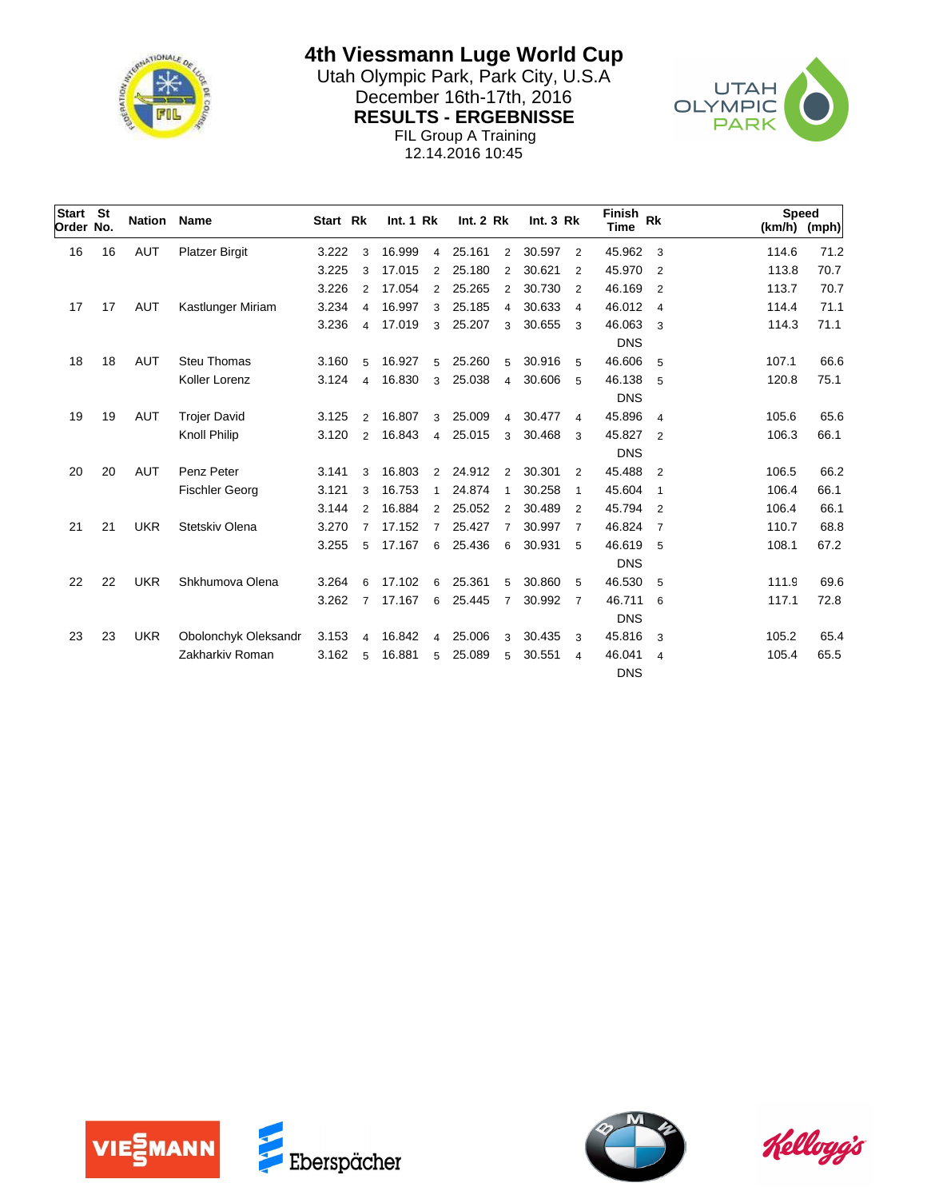# 4th Viessmann Luge World Cup

Utah Olympic Park, Park City, U.S.A

December 16th-17th, 2016

**RESULTS - ERGEBNISSE**

FIL Group A Training

12.14.2016 10:45

| Start Order | St No. | Nation | Name | Start | Rk | Int. 1 | Rk | Int. 2 | Rk | Int. 3 | Rk | Finish Time | Rk | Speed (km/h) | (mph) |
|---|---|---|---|---|---|---|---|---|---|---|---|---|---|---|---|
| 16 | 16 | AUT | Platzer Birgit | 3.222 | 3 | 16.999 | 4 | 25.161 | 2 | 30.597 | 2 | 45.962 | 3 | 114.6 | 71.2 |
| | | | | 3.225 | 3 | 17.015 | 2 | 25.180 | 2 | 30.621 | 2 | 45.970 | 2 | 113.8 | 70.7 |
| | | | | 3.226 | 2 | 17.054 | 2 | 25.265 | 2 | 30.730 | 2 | 46.169 | 2 | 113.7 | 70.7 |
| 17 | 17 | AUT | Kastlunger Miriam | 3.234 | 4 | 16.997 | 3 | 25.185 | 4 | 30.633 | 4 | 46.012 | 4 | 114.4 | 71.1 |
| | | | | 3.236 | 4 | 17.019 | 3 | 25.207 | 3 | 30.655 | 3 | 46.063 | 3 | 114.3 | 71.1 |
| | | | | | | | | | | | | DNS | | | |
| 18 | 18 | AUT | Steu Thomas | 3.160 | 5 | 16.927 | 5 | 25.260 | 5 | 30.916 | 5 | 46.606 | 5 | 107.1 | 66.6 |
| | | | Koller Lorenz | 3.124 | 4 | 16.830 | 3 | 25.038 | 4 | 30.606 | 5 | 46.138 | 5 | 120.8 | 75.1 |
| | | | | | | | | | | | | DNS | | | |
| 19 | 19 | AUT | Trojer David | 3.125 | 2 | 16.807 | 3 | 25.009 | 4 | 30.477 | 4 | 45.896 | 4 | 105.6 | 65.6 |
| | | | Knoll Philip | 3.120 | 2 | 16.843 | 4 | 25.015 | 3 | 30.468 | 3 | 45.827 | 2 | 106.3 | 66.1 |
| | | | | | | | | | | | | DNS | | | |
| 20 | 20 | AUT | Penz Peter | 3.141 | 3 | 16.803 | 2 | 24.912 | 2 | 30.301 | 2 | 45.488 | 2 | 106.5 | 66.2 |
| | | | Fischler Georg | 3.121 | 3 | 16.753 | 1 | 24.874 | 1 | 30.258 | 1 | 45.604 | 1 | 106.4 | 66.1 |
| | | | | 3.144 | 2 | 16.884 | 2 | 25.052 | 2 | 30.489 | 2 | 45.794 | 2 | 106.4 | 66.1 |
| 21 | 21 | UKR | Stetskiv Olena | 3.270 | 7 | 17.152 | 7 | 25.427 | 7 | 30.997 | 7 | 46.824 | 7 | 110.7 | 68.8 |
| | | | | 3.255 | 5 | 17.167 | 6 | 25.436 | 6 | 30.931 | 5 | 46.619 | 5 | 108.1 | 67.2 |
| | | | | | | | | | | | | DNS | | | |
| 22 | 22 | UKR | Shkhumova Olena | 3.264 | 6 | 17.102 | 6 | 25.361 | 5 | 30.860 | 5 | 46.530 | 5 | 111.9 | 69.6 |
| | | | | 3.262 | 7 | 17.167 | 6 | 25.445 | 7 | 30.992 | 7 | 46.711 | 6 | 117.1 | 72.8 |
| | | | | | | | | | | | | DNS | | | |
| 23 | 23 | UKR | Obolonchyk Oleksandr | 3.153 | 4 | 16.842 | 4 | 25.006 | 3 | 30.435 | 3 | 45.816 | 3 | 105.2 | 65.4 |
| | | | Zakharkiv Roman | 3.162 | 5 | 16.881 | 5 | 25.089 | 5 | 30.551 | 4 | 46.041 | 4 | 105.4 | 65.5 |
| | | | | | | | | | | | | DNS | | | |